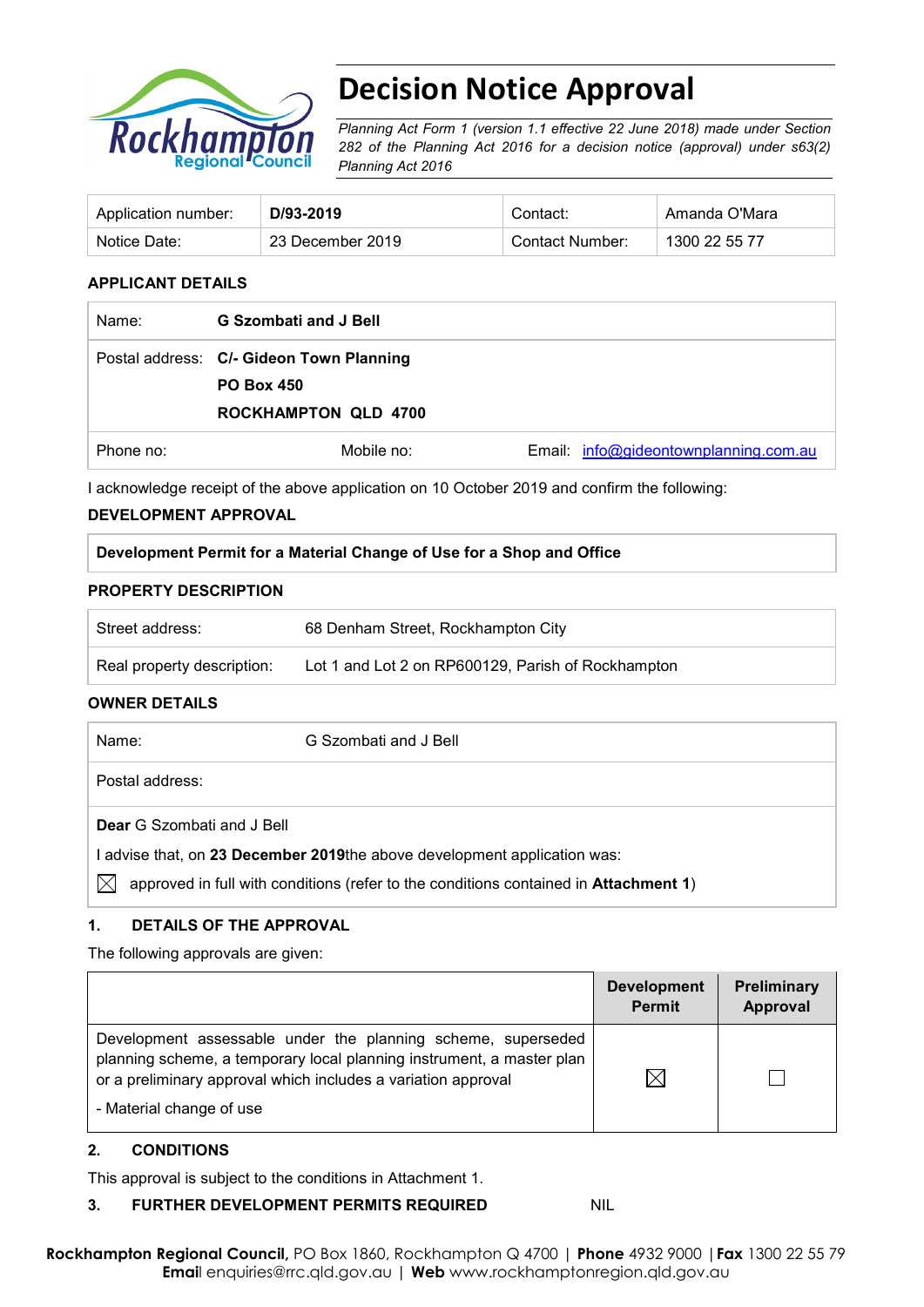# Decision Notice Approval

*Planning Act Form 1 (version 1.1 effective 22 June 2018) made under Section 282 of the Planning Act 2016 for a decision notice (approval) under s63(2) Planning Act 2016*

| Application number: | **D/93-2019** | Contact: | Amanda O'Mara |
|---|---|---|---|
| Notice Date: | 23 December 2019 | Contact Number: | 1300 22 55 77 |

## APPLICANT DETAILS

| Name: | **G Szombati and J Bell** | |
|---|---|---|
| Postal address: | **C/- Gideon Town Planning**<br>**PO Box 450**<br>**ROCKHAMPTON QLD 4700** | |
| Phone no: | Mobile no: | Email: info@gideontownplanning.com.au |

I acknowledge receipt of the above application on 10 October 2019 and confirm the following:

## DEVELOPMENT APPROVAL

| **Development Permit for a Material Change of Use for a Shop and Office** |
|---|

## PROPERTY DESCRIPTION

| Street address: | 68 Denham Street, Rockhampton City |
|---|---|
| Real property description: | Lot 1 and Lot 2 on RP600129, Parish of Rockhampton |

## OWNER DETAILS

| Name: | G Szombati and J Bell |
|---|---|
| Postal address: | |

**Dear** G Szombati and J Bell

I advise that, on **23 December 2019** the above development application was:

☒ approved in full with conditions (refer to the conditions contained in **Attachment 1**)

## 1. DETAILS OF THE APPROVAL

The following approvals are given:

| | Development Permit | Preliminary Approval |
|---|---|---|
| Development assessable under the planning scheme, superseded planning scheme, a temporary local planning instrument, a master plan or a preliminary approval which includes a variation approval<br>- Material change of use | ☒ | ☐ |

## 2. CONDITIONS

This approval is subject to the conditions in Attachment 1.

## 3. FURTHER DEVELOPMENT PERMITS REQUIRED

NIL

**Rockhampton Regional Council**, PO Box 1860, Rockhampton Q 4700 | **Phone** 4932 9000 | **Fax** 1300 22 55 79
**Email** enquiries@rrc.qld.gov.au | **Web** www.rockhamptonregion.qld.gov.au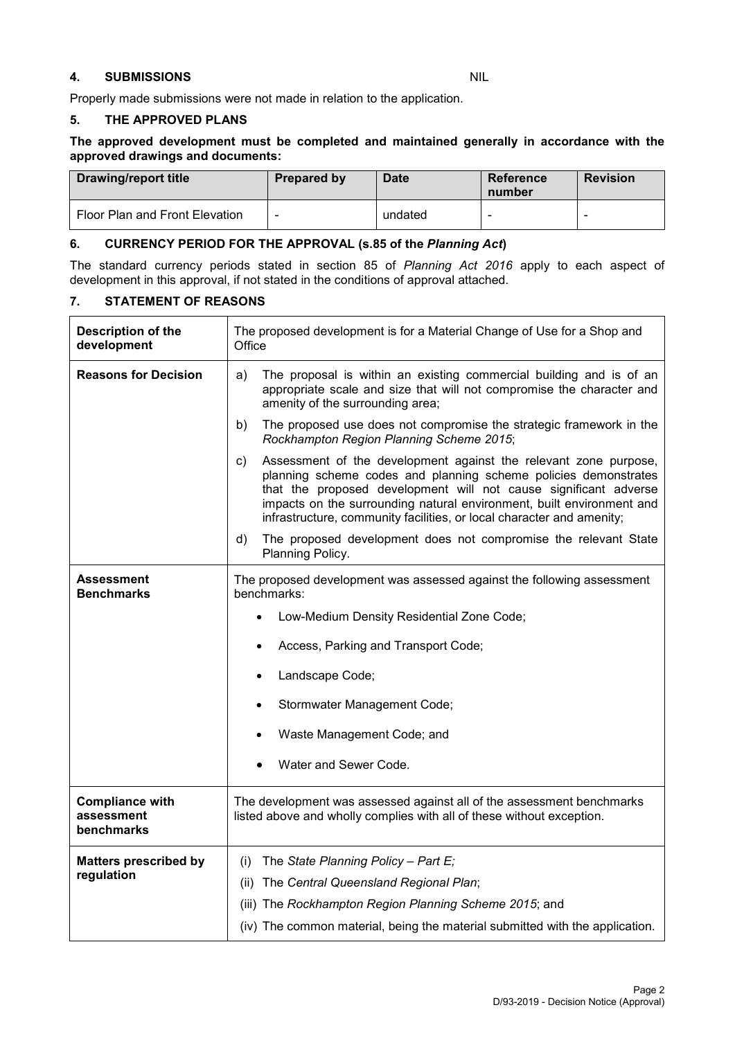## 4. SUBMISSIONS NIL

Properly made submissions were not made in relation to the application.

## 5. THE APPROVED PLANS

**The approved development must be completed and maintained generally in accordance with the approved drawings and documents:**

| Drawing/report title | Prepared by | Date | Reference number | Revision |
|---|---|---|---|---|
| Floor Plan and Front Elevation | - | undated | - | - |

## 6. CURRENCY PERIOD FOR THE APPROVAL (s.85 of the *Planning Act*)

The standard currency periods stated in section 85 of *Planning Act 2016* apply to each aspect of development in this approval, if not stated in the conditions of approval attached.

## 7. STATEMENT OF REASONS

| | |
|---|---|
| **Description of the development** | The proposed development is for a Material Change of Use for a Shop and Office |
| **Reasons for Decision** | a) The proposal is within an existing commercial building and is of an appropriate scale and size that will not compromise the character and amenity of the surrounding area;<br>b) The proposed use does not compromise the strategic framework in the *Rockhampton Region Planning Scheme 2015*;<br>c) Assessment of the development against the relevant zone purpose, planning scheme codes and planning scheme policies demonstrates that the proposed development will not cause significant adverse impacts on the surrounding natural environment, built environment and infrastructure, community facilities, or local character and amenity;<br>d) The proposed development does not compromise the relevant State Planning Policy. |
| **Assessment Benchmarks** | The proposed development was assessed against the following assessment benchmarks:<br>• Low-Medium Density Residential Zone Code;<br>• Access, Parking and Transport Code;<br>• Landscape Code;<br>• Stormwater Management Code;<br>• Waste Management Code; and<br>• Water and Sewer Code. |
| **Compliance with assessment benchmarks** | The development was assessed against all of the assessment benchmarks listed above and wholly complies with all of these without exception. |
| **Matters prescribed by regulation** | (i) The *State Planning Policy – Part E;*<br>(ii) The *Central Queensland Regional Plan*;<br>(iii) The *Rockhampton Region Planning Scheme 2015*; and<br>(iv) The common material, being the material submitted with the application. |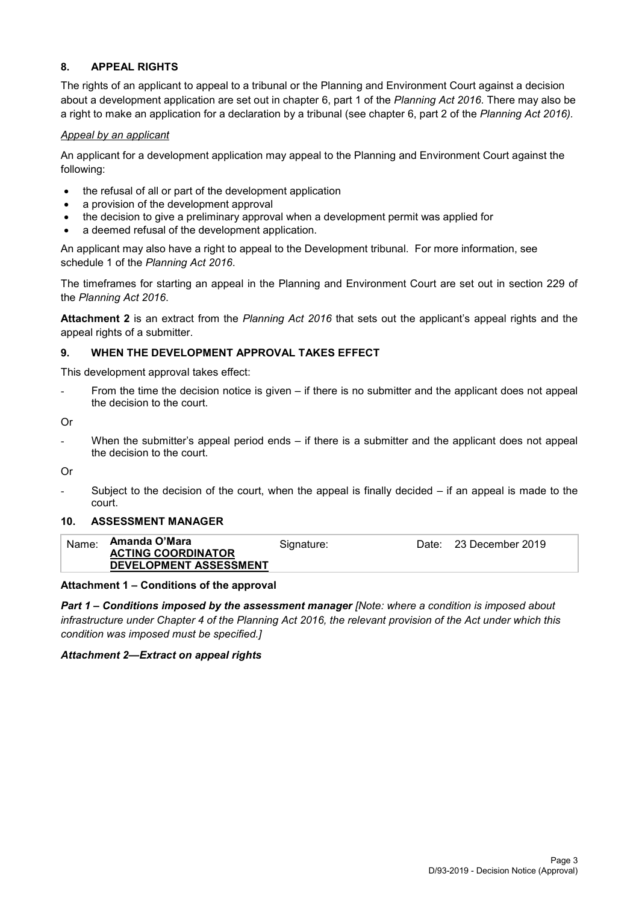## 8. APPEAL RIGHTS

The rights of an applicant to appeal to a tribunal or the Planning and Environment Court against a decision about a development application are set out in chapter 6, part 1 of the *Planning Act 2016*. There may also be a right to make an application for a declaration by a tribunal (see chapter 6, part 2 of the *Planning Act 2016)*.

*Appeal by an applicant*

An applicant for a development application may appeal to the Planning and Environment Court against the following:

- the refusal of all or part of the development application
- a provision of the development approval
- the decision to give a preliminary approval when a development permit was applied for
- a deemed refusal of the development application.

An applicant may also have a right to appeal to the Development tribunal. For more information, see schedule 1 of the *Planning Act 2016*.

The timeframes for starting an appeal in the Planning and Environment Court are set out in section 229 of the *Planning Act 2016*.

**Attachment 2** is an extract from the *Planning Act 2016* that sets out the applicant's appeal rights and the appeal rights of a submitter.

## 9. WHEN THE DEVELOPMENT APPROVAL TAKES EFFECT

This development approval takes effect:

- From the time the decision notice is given – if there is no submitter and the applicant does not appeal the decision to the court.

Or

- When the submitter's appeal period ends – if there is a submitter and the applicant does not appeal the decision to the court.

Or

- Subject to the decision of the court, when the appeal is finally decided – if an appeal is made to the court.

## 10. ASSESSMENT MANAGER

| Name: | **Amanda O'Mara** **ACTING COORDINATOR DEVELOPMENT ASSESSMENT** | Signature: | | Date: | 23 December 2019 |
|---|---|---|---|---|---|

**Attachment 1 – Conditions of the approval**

***Part 1 – Conditions imposed by the assessment manager*** *[Note: where a condition is imposed about infrastructure under Chapter 4 of the Planning Act 2016, the relevant provision of the Act under which this condition was imposed must be specified.]*

***Attachment 2—Extract on appeal rights***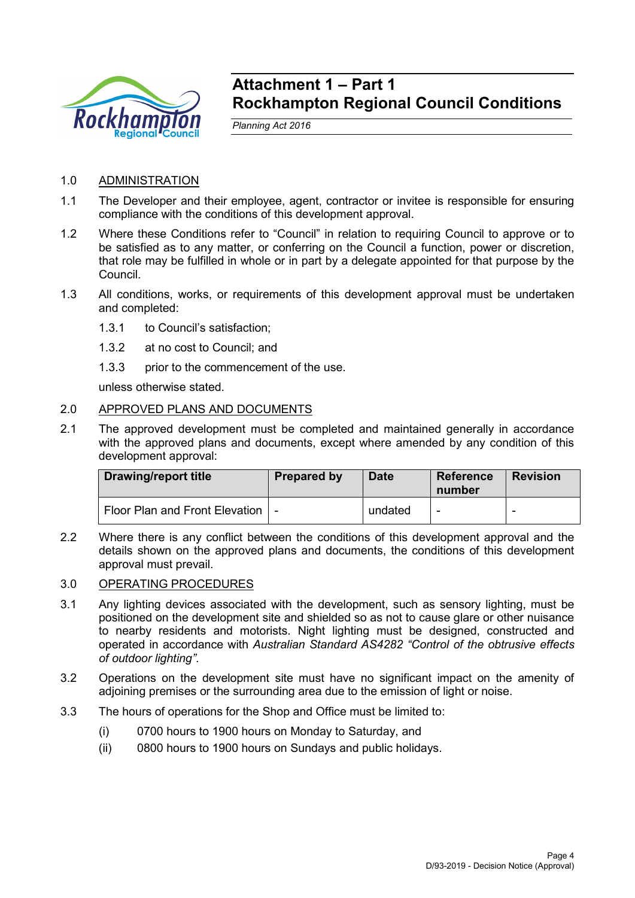# Attachment 1 – Part 1
# Rockhampton Regional Council Conditions

*Planning Act 2016*

1.0 ADMINISTRATION

1.1 The Developer and their employee, agent, contractor or invitee is responsible for ensuring compliance with the conditions of this development approval.

1.2 Where these Conditions refer to "Council" in relation to requiring Council to approve or to be satisfied as to any matter, or conferring on the Council a function, power or discretion, that role may be fulfilled in whole or in part by a delegate appointed for that purpose by the Council.

1.3 All conditions, works, or requirements of this development approval must be undertaken and completed:

1.3.1 to Council's satisfaction;

1.3.2 at no cost to Council; and

1.3.3 prior to the commencement of the use.

unless otherwise stated.

2.0 APPROVED PLANS AND DOCUMENTS

2.1 The approved development must be completed and maintained generally in accordance with the approved plans and documents, except where amended by any condition of this development approval:

| Drawing/report title | Prepared by | Date | Reference number | Revision |
|---|---|---|---|---|
| Floor Plan and Front Elevation | - | undated | - | - |

2.2 Where there is any conflict between the conditions of this development approval and the details shown on the approved plans and documents, the conditions of this development approval must prevail.

3.0 OPERATING PROCEDURES

3.1 Any lighting devices associated with the development, such as sensory lighting, must be positioned on the development site and shielded so as not to cause glare or other nuisance to nearby residents and motorists. Night lighting must be designed, constructed and operated in accordance with *Australian Standard AS4282 "Control of the obtrusive effects of outdoor lighting"*.

3.2 Operations on the development site must have no significant impact on the amenity of adjoining premises or the surrounding area due to the emission of light or noise.

3.3 The hours of operations for the Shop and Office must be limited to:

(i) 0700 hours to 1900 hours on Monday to Saturday, and

(ii) 0800 hours to 1900 hours on Sundays and public holidays.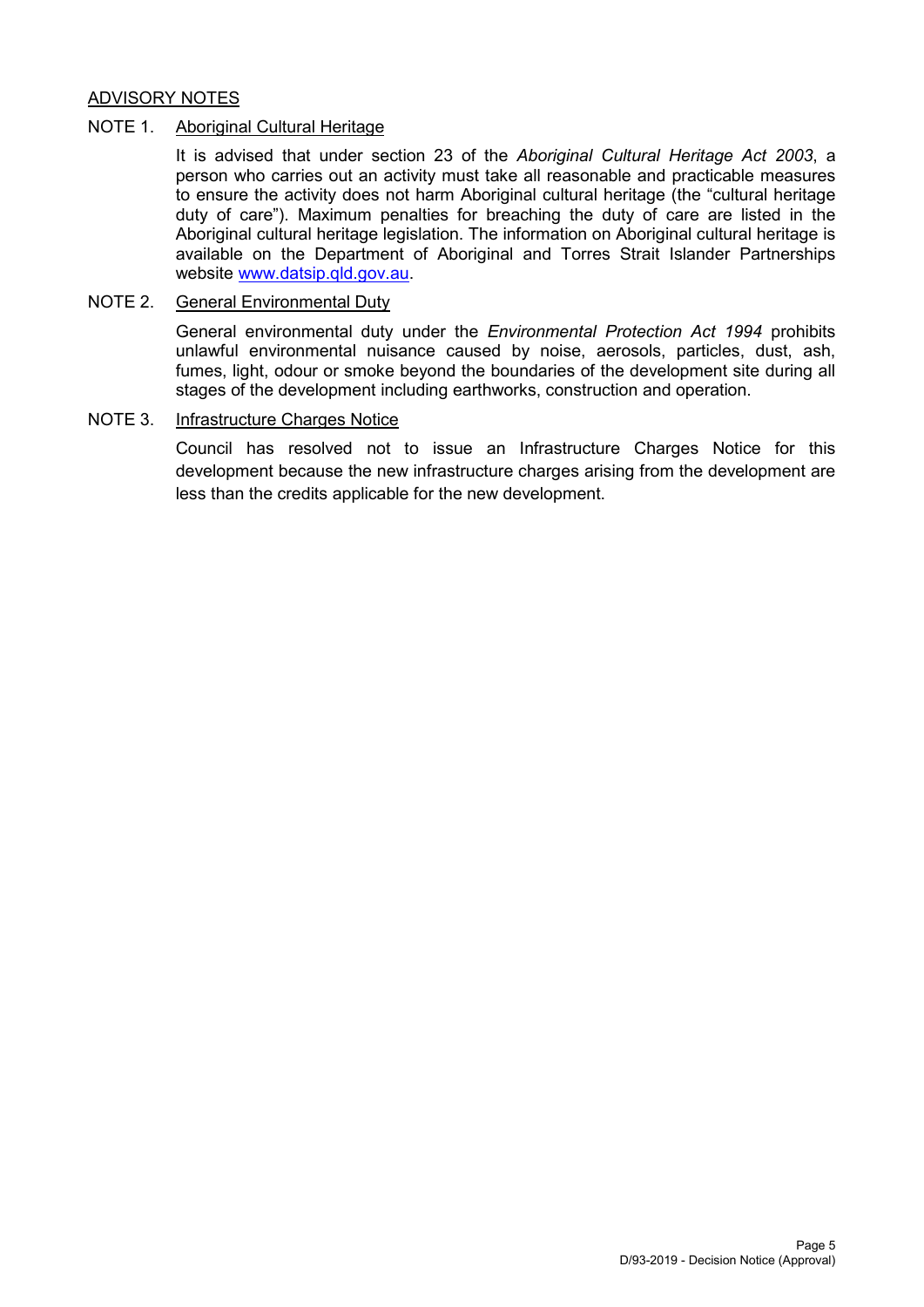## ADVISORY NOTES

NOTE 1. Aboriginal Cultural Heritage

It is advised that under section 23 of the *Aboriginal Cultural Heritage Act 2003*, a person who carries out an activity must take all reasonable and practicable measures to ensure the activity does not harm Aboriginal cultural heritage (the "cultural heritage duty of care"). Maximum penalties for breaching the duty of care are listed in the Aboriginal cultural heritage legislation. The information on Aboriginal cultural heritage is available on the Department of Aboriginal and Torres Strait Islander Partnerships website [www.datsip.qld.gov.au](http://www.datsip.qld.gov.au).

NOTE 2. General Environmental Duty

General environmental duty under the *Environmental Protection Act 1994* prohibits unlawful environmental nuisance caused by noise, aerosols, particles, dust, ash, fumes, light, odour or smoke beyond the boundaries of the development site during all stages of the development including earthworks, construction and operation.

NOTE 3. Infrastructure Charges Notice

Council has resolved not to issue an Infrastructure Charges Notice for this development because the new infrastructure charges arising from the development are less than the credits applicable for the new development.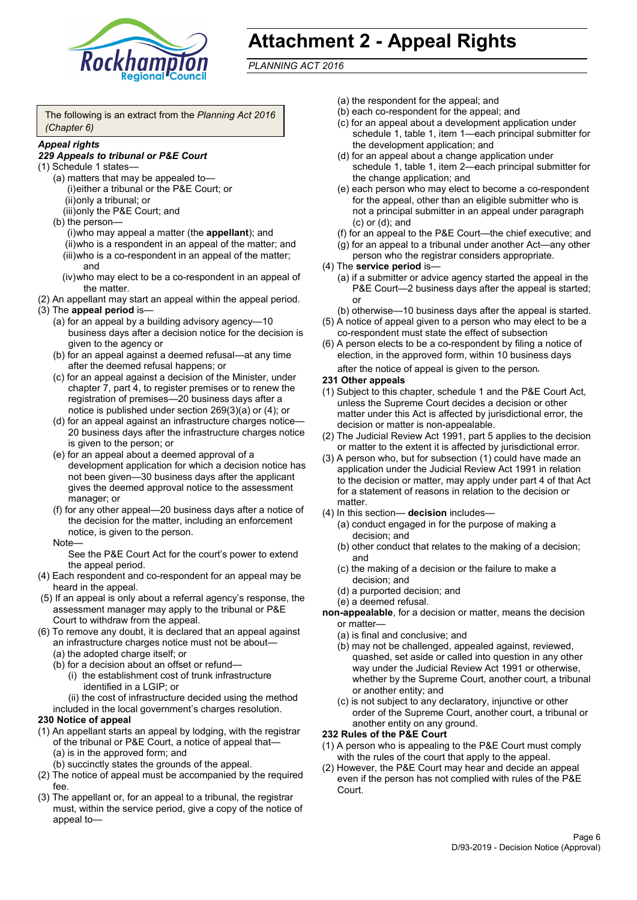# Attachment 2 - Appeal Rights

*PLANNING ACT 2016*

The following is an extract from the *Planning Act 2016 (Chapter 6)*

***Appeal rights***

***229 Appeals to tribunal or P&E Court***

(1) Schedule 1 states—

(a) matters that may be appealed to—

(i) either a tribunal or the P&E Court; or

(ii) only a tribunal; or

(iii) only the P&E Court; and

(b) the person—

(i) who may appeal a matter (the **appellant**); and

(ii) who is a respondent in an appeal of the matter; and

(iii) who is a co-respondent in an appeal of the matter; and

(iv) who may elect to be a co-respondent in an appeal of the matter.

(2) An appellant may start an appeal within the appeal period.

(3) The **appeal period** is—

(a) for an appeal by a building advisory agency—10 business days after a decision notice for the decision is given to the agency or

(b) for an appeal against a deemed refusal—at any time after the deemed refusal happens; or

(c) for an appeal against a decision of the Minister, under chapter 7, part 4, to register premises or to renew the registration of premises—20 business days after a notice is published under section 269(3)(a) or (4); or

(d) for an appeal against an infrastructure charges notice—20 business days after the infrastructure charges notice is given to the person; or

(e) for an appeal about a deemed approval of a development application for which a decision notice has not been given—30 business days after the applicant gives the deemed approval notice to the assessment manager; or

(f) for any other appeal—20 business days after a notice of the decision for the matter, including an enforcement notice, is given to the person.

Note—

See the P&E Court Act for the court's power to extend the appeal period.

(4) Each respondent and co-respondent for an appeal may be heard in the appeal.

(5) If an appeal is only about a referral agency's response, the assessment manager may apply to the tribunal or P&E Court to withdraw from the appeal.

(6) To remove any doubt, it is declared that an appeal against an infrastructure charges notice must not be about—

(a) the adopted charge itself; or

(b) for a decision about an offset or refund—

(i) the establishment cost of trunk infrastructure identified in a LGIP; or

(ii) the cost of infrastructure decided using the method included in the local government's charges resolution.

**230 Notice of appeal**

(1) An appellant starts an appeal by lodging, with the registrar of the tribunal or P&E Court, a notice of appeal that—

(a) is in the approved form; and

(b) succinctly states the grounds of the appeal.

(2) The notice of appeal must be accompanied by the required fee.

(3) The appellant or, for an appeal to a tribunal, the registrar must, within the service period, give a copy of the notice of appeal to—

(a) the respondent for the appeal; and

(b) each co-respondent for the appeal; and

(c) for an appeal about a development application under schedule 1, table 1, item 1—each principal submitter for the development application; and

(d) for an appeal about a change application under schedule 1, table 1, item 2—each principal submitter for the change application; and

(e) each person who may elect to become a co-respondent for the appeal, other than an eligible submitter who is not a principal submitter in an appeal under paragraph (c) or (d); and

(f) for an appeal to the P&E Court—the chief executive; and

(g) for an appeal to a tribunal under another Act—any other person who the registrar considers appropriate.

(4) The **service period** is—

(a) if a submitter or advice agency started the appeal in the P&E Court—2 business days after the appeal is started; or

(b) otherwise—10 business days after the appeal is started.

(5) A notice of appeal given to a person who may elect to be a co-respondent must state the effect of subsection

(6) A person elects to be a co-respondent by filing a notice of election, in the approved form, within 10 business days after the notice of appeal is given to the person.

**231 Other appeals**

(1) Subject to this chapter, schedule 1 and the P&E Court Act, unless the Supreme Court decides a decision or other matter under this Act is affected by jurisdictional error, the decision or matter is non-appealable.

(2) The Judicial Review Act 1991, part 5 applies to the decision or matter to the extent it is affected by jurisdictional error.

(3) A person who, but for subsection (1) could have made an application under the Judicial Review Act 1991 in relation to the decision or matter, may apply under part 4 of that Act for a statement of reasons in relation to the decision or matter.

(4) In this section— **decision** includes—

(a) conduct engaged in for the purpose of making a decision; and

(b) other conduct that relates to the making of a decision; and

(c) the making of a decision or the failure to make a decision; and

(d) a purported decision; and

(e) a deemed refusal.

**non-appealable**, for a decision or matter, means the decision or matter—

(a) is final and conclusive; and

(b) may not be challenged, appealed against, reviewed, quashed, set aside or called into question in any other way under the Judicial Review Act 1991 or otherwise, whether by the Supreme Court, another court, a tribunal or another entity; and

(c) is not subject to any declaratory, injunctive or other order of the Supreme Court, another court, a tribunal or another entity on any ground.

**232 Rules of the P&E Court**

(1) A person who is appealing to the P&E Court must comply with the rules of the court that apply to the appeal.

(2) However, the P&E Court may hear and decide an appeal even if the person has not complied with rules of the P&E Court.

D/93-2019 - Decision Notice (Approval)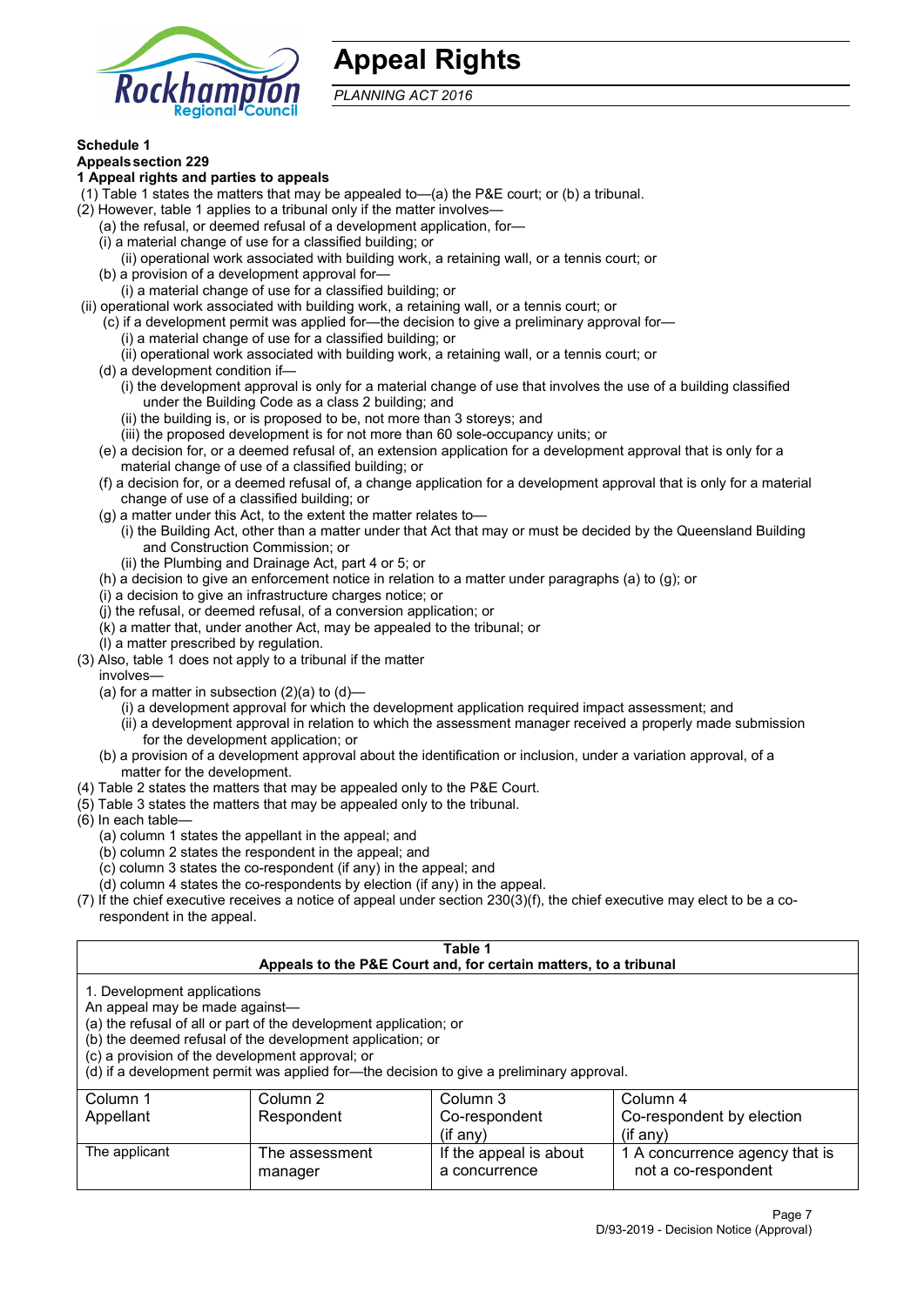# Appeal Rights

*PLANNING ACT 2016*

**Schedule 1**
**Appeals section 229**
**1 Appeal rights and parties to appeals**

(1) Table 1 states the matters that may be appealed to—(a) the P&E court; or (b) a tribunal.

(2) However, table 1 applies to a tribunal only if the matter involves—

(a) the refusal, or deemed refusal of a development application, for—

(i) a material change of use for a classified building; or

(ii) operational work associated with building work, a retaining wall, or a tennis court; or

(b) a provision of a development approval for—

(i) a material change of use for a classified building; or

(ii) operational work associated with building work, a retaining wall, or a tennis court; or

(c) if a development permit was applied for—the decision to give a preliminary approval for—

(i) a material change of use for a classified building; or

(ii) operational work associated with building work, a retaining wall, or a tennis court; or

(d) a development condition if—

(i) the development approval is only for a material change of use that involves the use of a building classified under the Building Code as a class 2 building; and

(ii) the building is, or is proposed to be, not more than 3 storeys; and

(iii) the proposed development is for not more than 60 sole-occupancy units; or

(e) a decision for, or a deemed refusal of, an extension application for a development approval that is only for a material change of use of a classified building; or

(f) a decision for, or a deemed refusal of, a change application for a development approval that is only for a material change of use of a classified building; or

(g) a matter under this Act, to the extent the matter relates to—

(i) the Building Act, other than a matter under that Act that may or must be decided by the Queensland Building and Construction Commission; or

(ii) the Plumbing and Drainage Act, part 4 or 5; or

(h) a decision to give an enforcement notice in relation to a matter under paragraphs (a) to (g); or

(i) a decision to give an infrastructure charges notice; or

(j) the refusal, or deemed refusal, of a conversion application; or

(k) a matter that, under another Act, may be appealed to the tribunal; or

(l) a matter prescribed by regulation.

(3) Also, table 1 does not apply to a tribunal if the matter involves—

(a) for a matter in subsection (2)(a) to (d)—

(i) a development approval for which the development application required impact assessment; and

(ii) a development approval in relation to which the assessment manager received a properly made submission for the development application; or

(b) a provision of a development approval about the identification or inclusion, under a variation approval, of a matter for the development.

(4) Table 2 states the matters that may be appealed only to the P&E Court.

(5) Table 3 states the matters that may be appealed only to the tribunal.

(6) In each table—

(a) column 1 states the appellant in the appeal; and

(b) column 2 states the respondent in the appeal; and

(c) column 3 states the co-respondent (if any) in the appeal; and

(d) column 4 states the co-respondents by election (if any) in the appeal.

(7) If the chief executive receives a notice of appeal under section 230(3)(f), the chief executive may elect to be a co-respondent in the appeal.

**Table 1**
**Appeals to the P&E Court and, for certain matters, to a tribunal**

1. Development applications
An appeal may be made against—
(a) the refusal of all or part of the development application; or
(b) the deemed refusal of the development application; or
(c) a provision of the development approval; or
(d) if a development permit was applied for—the decision to give a preliminary approval.

| Column 1<br>Appellant | Column 2<br>Respondent | Column 3<br>Co-respondent<br>(if any) | Column 4<br>Co-respondent by election<br>(if any) |
|---|---|---|---|
| The applicant | The assessment manager | If the appeal is about a concurrence | 1 A concurrence agency that is not a co-respondent |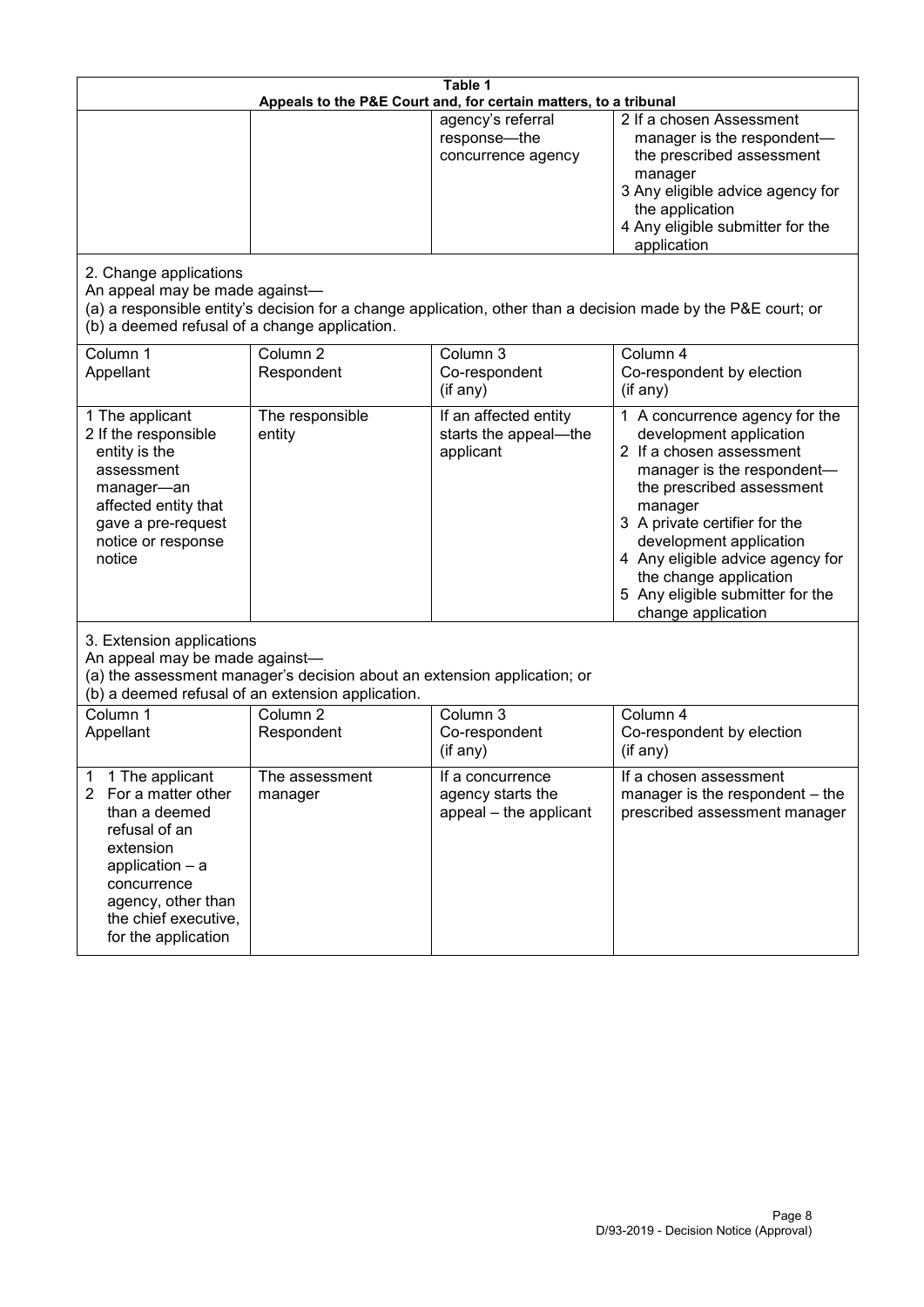**Table 1**
**Appeals to the P&E Court and, for certain matters, to a tribunal**

| | | | |
|---|---|---|---|
| | | agency's referral response—the concurrence agency | 2 If a chosen Assessment manager is the respondent—the prescribed assessment manager<br>3 Any eligible advice agency for the application<br>4 Any eligible submitter for the application |

2. Change applications

An appeal may be made against—
(a) a responsible entity's decision for a change application, other than a decision made by the P&E court; or
(b) a deemed refusal of a change application.

| Column 1<br>Appellant | Column 2<br>Respondent | Column 3<br>Co-respondent<br>(if any) | Column 4<br>Co-respondent by election<br>(if any) |
|---|---|---|---|
| 1 The applicant<br>2 If the responsible entity is the assessment manager—an affected entity that gave a pre-request notice or response notice | The responsible entity | If an affected entity starts the appeal—the applicant | 1 A concurrence agency for the development application<br>2 If a chosen assessment manager is the respondent—the prescribed assessment manager<br>3 A private certifier for the development application<br>4 Any eligible advice agency for the change application<br>5 Any eligible submitter for the change application |

3. Extension applications

An appeal may be made against—
(a) the assessment manager's decision about an extension application; or
(b) a deemed refusal of an extension application.

| Column 1<br>Appellant | Column 2<br>Respondent | Column 3<br>Co-respondent<br>(if any) | Column 4<br>Co-respondent by election<br>(if any) |
|---|---|---|---|
| 1 1 The applicant<br>2 For a matter other than a deemed refusal of an extension application – a concurrence agency, other than the chief executive, for the application | The assessment manager | If a concurrence agency starts the appeal – the applicant | If a chosen assessment manager is the respondent – the prescribed assessment manager |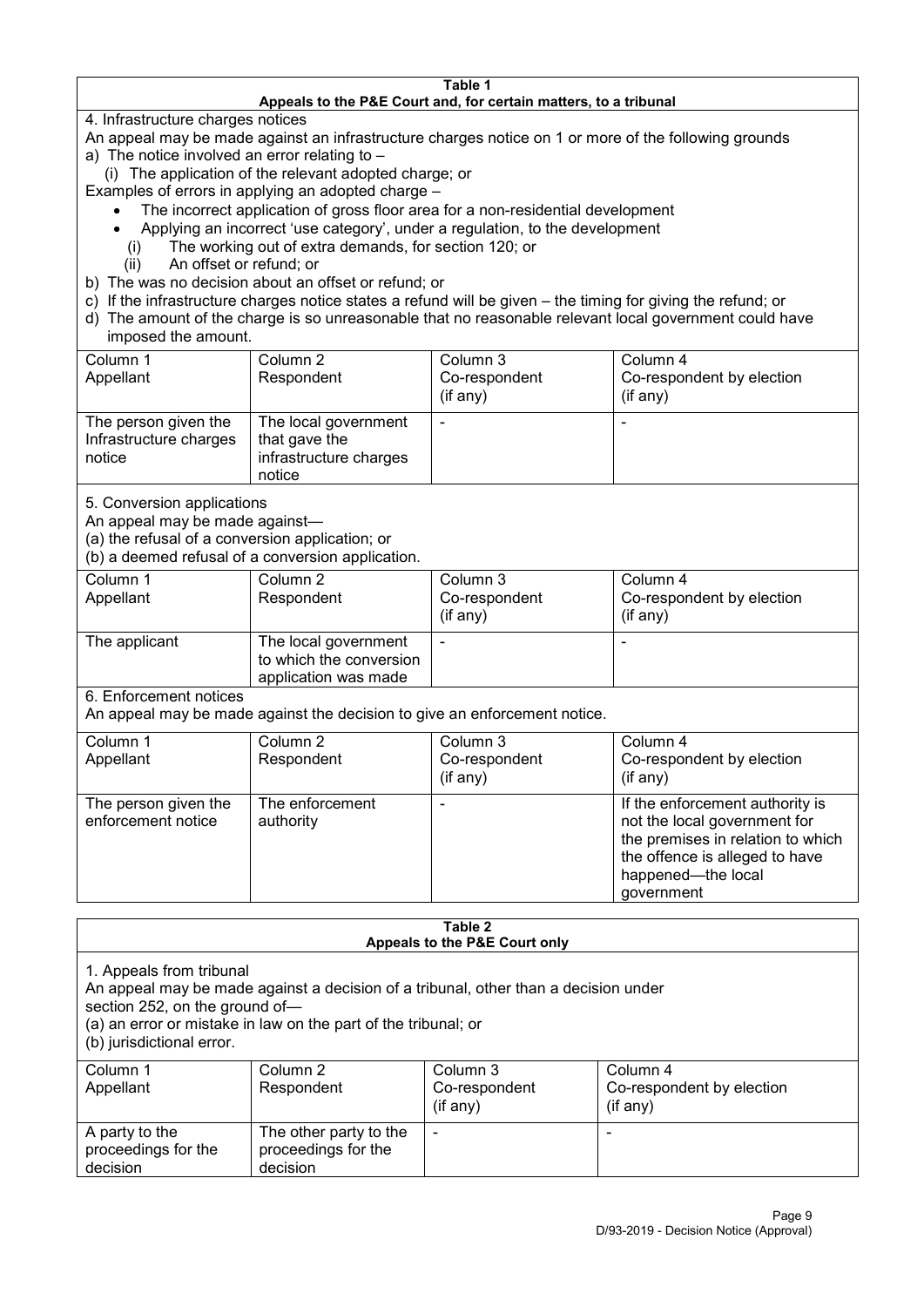**Table 1**
**Appeals to the P&E Court and, for certain matters, to a tribunal**

4. Infrastructure charges notices

An appeal may be made against an infrastructure charges notice on 1 or more of the following grounds

a) The notice involved an error relating to –
   (i) The application of the relevant adopted charge; or

Examples of errors in applying an adopted charge –

- The incorrect application of gross floor area for a non-residential development
- Applying an incorrect 'use category', under a regulation, to the development

   (i) The working out of extra demands, for section 120; or
   (ii) An offset or refund; or

b) The was no decision about an offset or refund; or
c) If the infrastructure charges notice states a refund will be given – the timing for giving the refund; or
d) The amount of the charge is so unreasonable that no reasonable relevant local government could have imposed the amount.

| Column 1<br>Appellant | Column 2<br>Respondent | Column 3<br>Co-respondent<br>(if any) | Column 4<br>Co-respondent by election<br>(if any) |
|---|---|---|---|
| The person given the Infrastructure charges notice | The local government that gave the infrastructure charges notice | - | - |

5. Conversion applications

An appeal may be made against—
(a) the refusal of a conversion application; or
(b) a deemed refusal of a conversion application.

| Column 1<br>Appellant | Column 2<br>Respondent | Column 3<br>Co-respondent<br>(if any) | Column 4<br>Co-respondent by election<br>(if any) |
|---|---|---|---|
| The applicant | The local government to which the conversion application was made | - | - |

6. Enforcement notices

An appeal may be made against the decision to give an enforcement notice.

| Column 1<br>Appellant | Column 2<br>Respondent | Column 3<br>Co-respondent<br>(if any) | Column 4<br>Co-respondent by election<br>(if any) |
|---|---|---|---|
| The person given the enforcement notice | The enforcement authority | - | If the enforcement authority is not the local government for the premises in relation to which the offence is alleged to have happened—the local government |

**Table 2**
**Appeals to the P&E Court only**

1. Appeals from tribunal

An appeal may be made against a decision of a tribunal, other than a decision under section 252, on the ground of—
(a) an error or mistake in law on the part of the tribunal; or
(b) jurisdictional error.

| Column 1<br>Appellant | Column 2<br>Respondent | Column 3<br>Co-respondent<br>(if any) | Column 4<br>Co-respondent by election<br>(if any) |
|---|---|---|---|
| A party to the proceedings for the decision | The other party to the proceedings for the decision | - | - |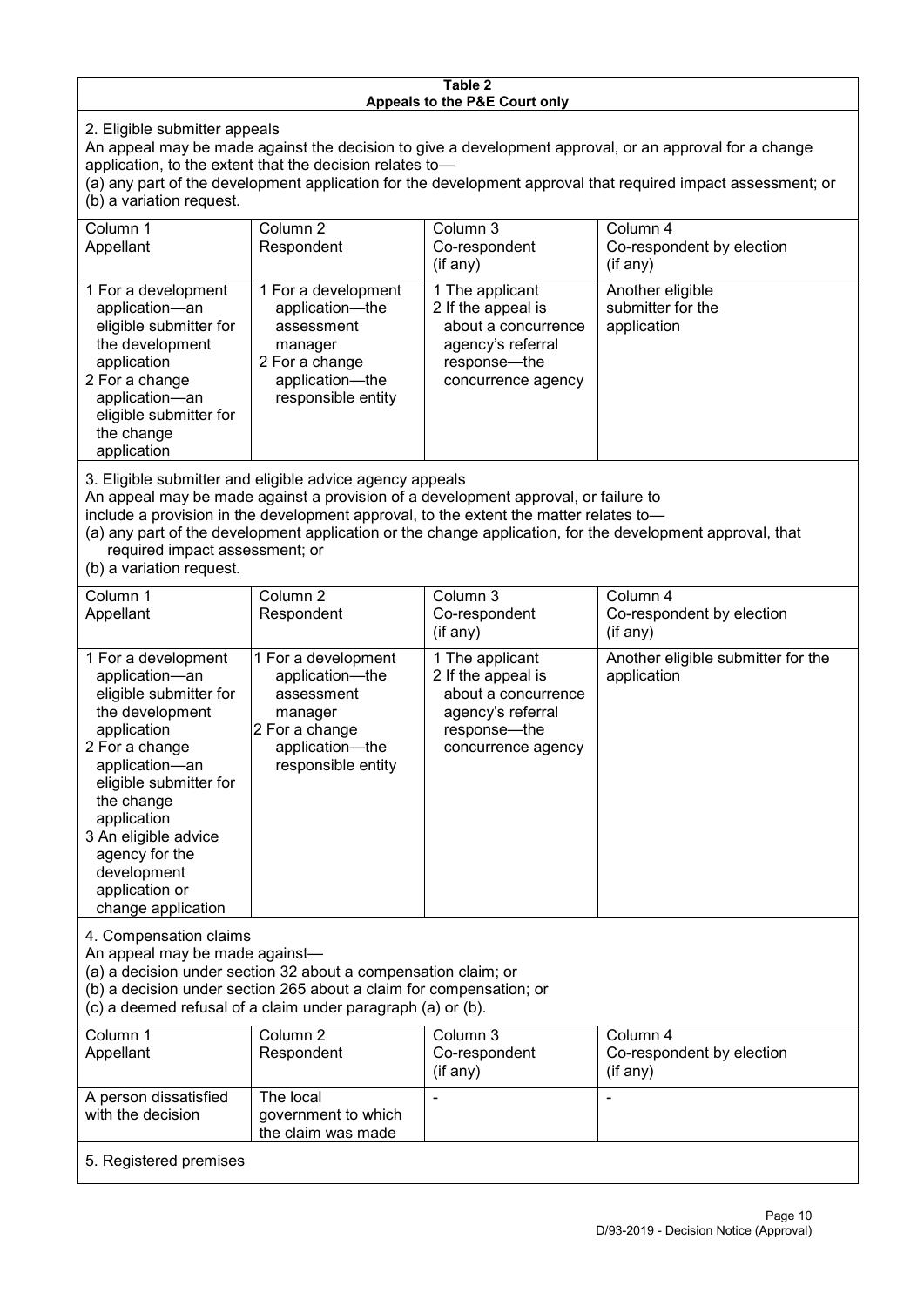**Table 2**
**Appeals to the P&E Court only**

2. Eligible submitter appeals

An appeal may be made against the decision to give a development approval, or an approval for a change application, to the extent that the decision relates to—

(a) any part of the development application for the development approval that required impact assessment; or

(b) a variation request.

| Column 1<br>Appellant | Column 2<br>Respondent | Column 3<br>Co-respondent<br>(if any) | Column 4<br>Co-respondent by election<br>(if any) |
|---|---|---|---|
| 1 For a development application—an eligible submitter for the development application<br>2 For a change application—an eligible submitter for the change application | 1 For a development application—the assessment manager<br>2 For a change application—the responsible entity | 1 The applicant<br>2 If the appeal is about a concurrence agency's referral response—the concurrence agency | Another eligible submitter for the application |

3. Eligible submitter and eligible advice agency appeals

An appeal may be made against a provision of a development approval, or failure to include a provision in the development approval, to the extent the matter relates to—

(a) any part of the development application or the change application, for the development approval, that required impact assessment; or

(b) a variation request.

| Column 1<br>Appellant | Column 2<br>Respondent | Column 3<br>Co-respondent<br>(if any) | Column 4<br>Co-respondent by election<br>(if any) |
|---|---|---|---|
| 1 For a development application—an eligible submitter for the development application<br>2 For a change application—an eligible submitter for the change application<br>3 An eligible advice agency for the development application or change application | 1 For a development application—the assessment manager<br>2 For a change application—the responsible entity | 1 The applicant<br>2 If the appeal is about a concurrence agency's referral response—the concurrence agency | Another eligible submitter for the application |

4. Compensation claims

An appeal may be made against—

(a) a decision under section 32 about a compensation claim; or

(b) a decision under section 265 about a claim for compensation; or

(c) a deemed refusal of a claim under paragraph (a) or (b).

| Column 1<br>Appellant | Column 2<br>Respondent | Column 3<br>Co-respondent<br>(if any) | Column 4<br>Co-respondent by election<br>(if any) |
|---|---|---|---|
| A person dissatisfied with the decision | The local government to which the claim was made | - | - |

5. Registered premises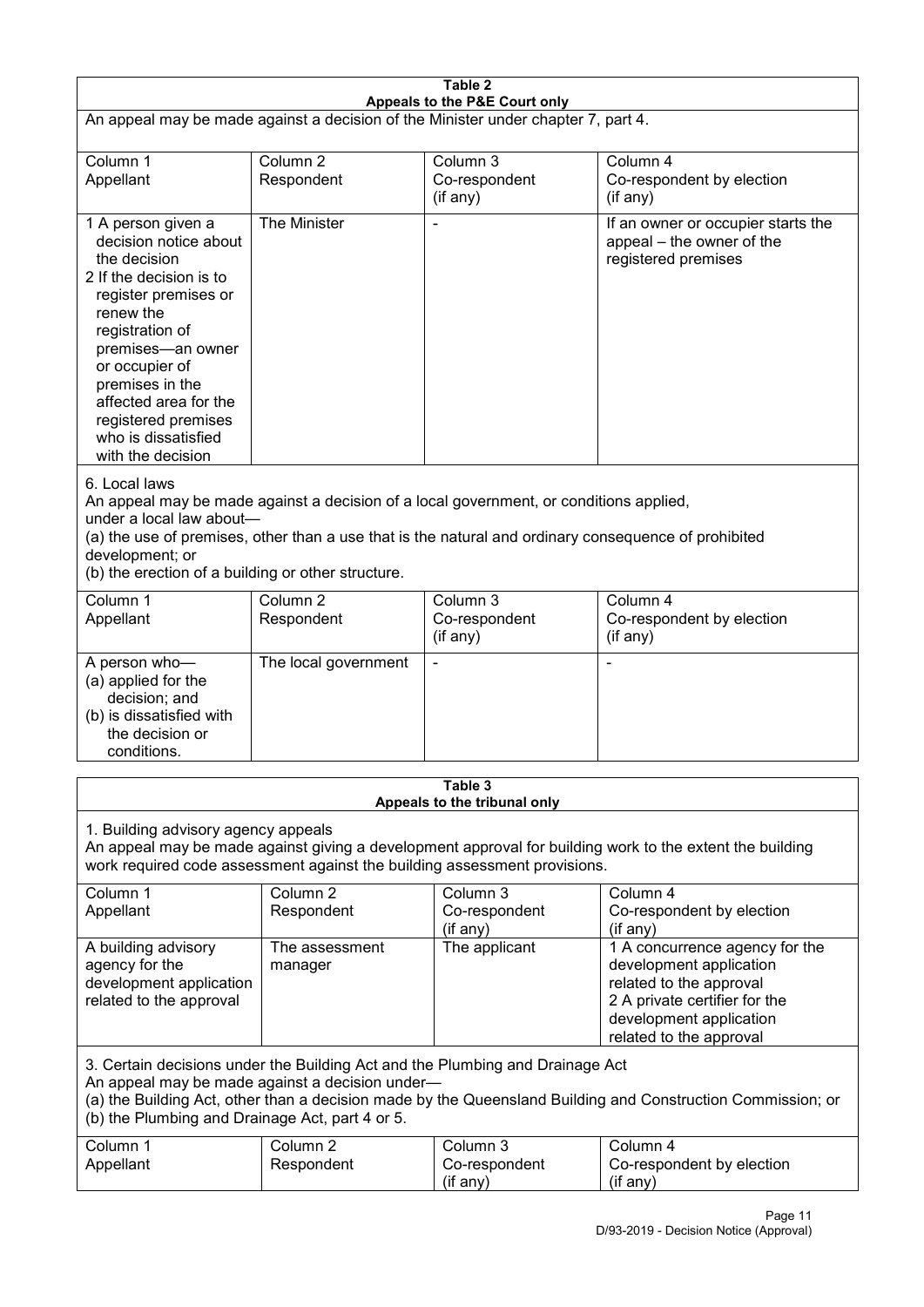**Table 2**
**Appeals to the P&E Court only**

An appeal may be made against a decision of the Minister under chapter 7, part 4.

| Column 1<br>Appellant | Column 2<br>Respondent | Column 3<br>Co-respondent<br>(if any) | Column 4<br>Co-respondent by election<br>(if any) |
|---|---|---|---|
| 1 A person given a decision notice about the decision<br>2 If the decision is to register premises or renew the registration of premises—an owner or occupier of premises in the affected area for the registered premises who is dissatisfied with the decision | The Minister | - | If an owner or occupier starts the appeal – the owner of the registered premises |

6. Local laws

An appeal may be made against a decision of a local government, or conditions applied, under a local law about—

(a) the use of premises, other than a use that is the natural and ordinary consequence of prohibited development; or

(b) the erection of a building or other structure.

| Column 1<br>Appellant | Column 2<br>Respondent | Column 3<br>Co-respondent<br>(if any) | Column 4<br>Co-respondent by election<br>(if any) |
|---|---|---|---|
| A person who—<br>(a) applied for the decision; and<br>(b) is dissatisfied with the decision or conditions. | The local government | - | - |

**Table 3**
**Appeals to the tribunal only**

1. Building advisory agency appeals

An appeal may be made against giving a development approval for building work to the extent the building work required code assessment against the building assessment provisions.

| Column 1<br>Appellant | Column 2<br>Respondent | Column 3<br>Co-respondent<br>(if any) | Column 4<br>Co-respondent by election<br>(if any) |
|---|---|---|---|
| A building advisory agency for the development application related to the approval | The assessment manager | The applicant | 1 A concurrence agency for the development application related to the approval<br>2 A private certifier for the development application related to the approval |

3. Certain decisions under the Building Act and the Plumbing and Drainage Act

An appeal may be made against a decision under—

(a) the Building Act, other than a decision made by the Queensland Building and Construction Commission; or

(b) the Plumbing and Drainage Act, part 4 or 5.

| Column 1<br>Appellant | Column 2<br>Respondent | Column 3<br>Co-respondent<br>(if any) | Column 4<br>Co-respondent by election<br>(if any) |
|---|---|---|---|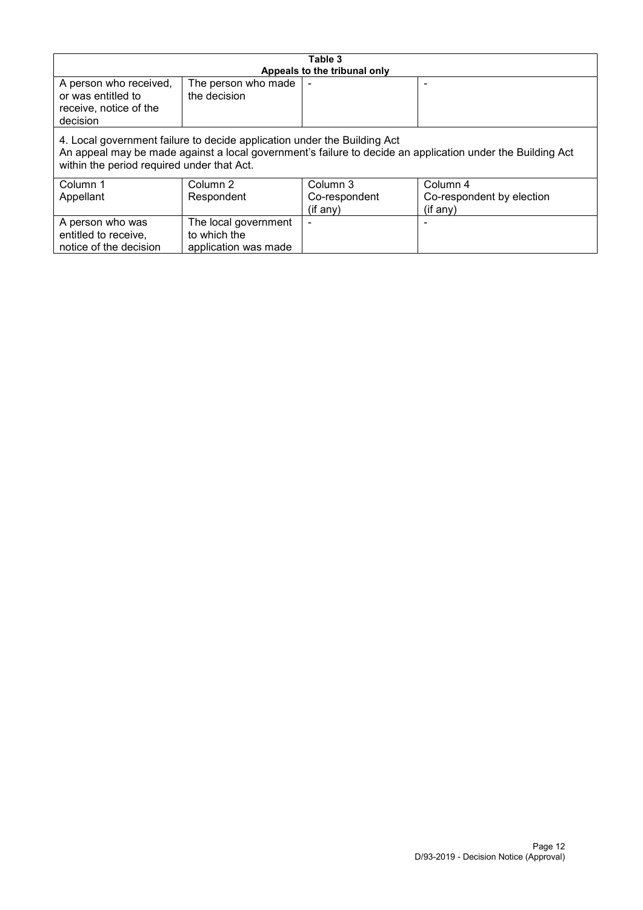| Table 3<br>Appeals to the tribunal only | | | |
|---|---|---|---|
| A person who received, or was entitled to receive, notice of the decision | The person who made the decision | - | - |
| 4. Local government failure to decide application under the Building Act<br>An appeal may be made against a local government's failure to decide an application under the Building Act within the period required under that Act. | | | |
| Column 1<br>Appellant | Column 2<br>Respondent | Column 3<br>Co-respondent<br>(if any) | Column 4<br>Co-respondent by election<br>(if any) |
| A person who was entitled to receive, notice of the decision | The local government to which the application was made | - | - |